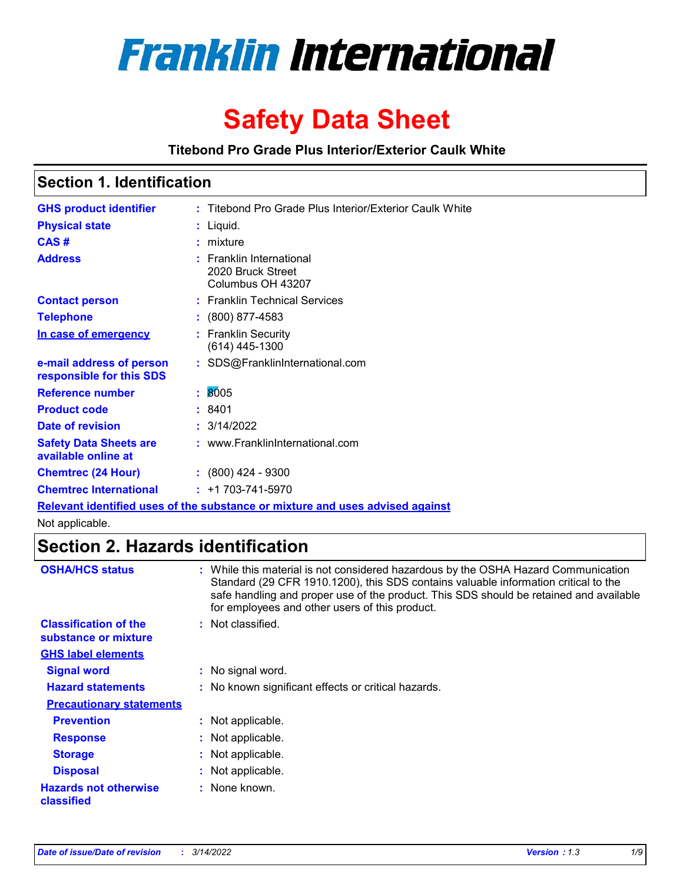# Franklin International

# Safety Data Sheet

**Titebond Pro Grade Plus Interior/Exterior Caulk White**

## Section 1. Identification

| | |
|---|---|
| **GHS product identifier** | : Titebond Pro Grade Plus Interior/Exterior Caulk White |
| **Physical state** | : Liquid. |
| **CAS #** | : mixture |
| **Address** | : Franklin International<br>2020 Bruck Street<br>Columbus OH 43207 |
| **Contact person** | : Franklin Technical Services |
| **Telephone** | : (800) 877-4583 |
| **In case of emergency** | : Franklin Security<br>(614) 445-1300 |
| **e-mail address of person responsible for this SDS** | : SDS@FranklinInternational.com |
| **Reference number** | : 8005 |
| **Product code** | : 8401 |
| **Date of revision** | : 3/14/2022 |
| **Safety Data Sheets are available online at** | : www.FranklinInternational.com |
| **Chemtrec (24 Hour)** | : (800) 424 - 9300 |
| **Chemtrec International** | : +1 703-741-5970 |

**Relevant identified uses of the substance or mixture and uses advised against**

Not applicable.

## Section 2. Hazards identification

| | |
|---|---|
| **OSHA/HCS status** | : While this material is not considered hazardous by the OSHA Hazard Communication Standard (29 CFR 1910.1200), this SDS contains valuable information critical to the safe handling and proper use of the product. This SDS should be retained and available for employees and other users of this product. |
| **Classification of the substance or mixture** | : Not classified. |

**GHS label elements**

| | |
|---|---|
| **Signal word** | : No signal word. |
| **Hazard statements** | : No known significant effects or critical hazards. |

**Precautionary statements**

| | |
|---|---|
| **Prevention** | : Not applicable. |
| **Response** | : Not applicable. |
| **Storage** | : Not applicable. |
| **Disposal** | : Not applicable. |
| **Hazards not otherwise classified** | : None known. |

*Date of issue/Date of revision* : *3/14/2022* *Version* : *1.3*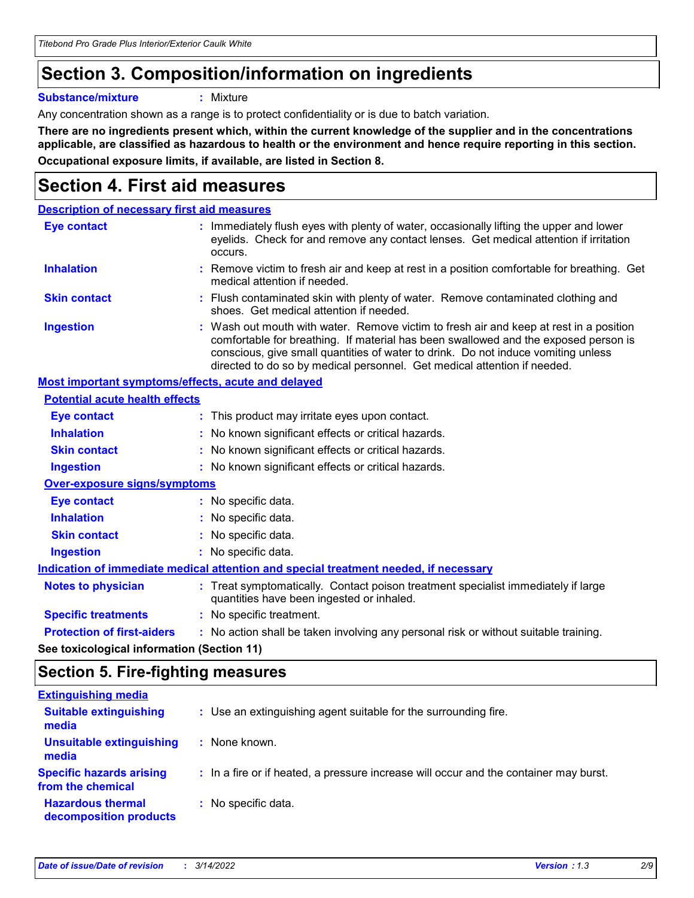# Section 3. Composition/information on ingredients

**Substance/mixture** : Mixture

Any concentration shown as a range is to protect confidentiality or is due to batch variation.

**There are no ingredients present which, within the current knowledge of the supplier and in the concentrations applicable, are classified as hazardous to health or the environment and hence require reporting in this section.**

**Occupational exposure limits, if available, are listed in Section 8.**

# Section 4. First aid measures

**Description of necessary first aid measures**

**Eye contact** : Immediately flush eyes with plenty of water, occasionally lifting the upper and lower eyelids. Check for and remove any contact lenses. Get medical attention if irritation occurs.

**Inhalation** : Remove victim to fresh air and keep at rest in a position comfortable for breathing. Get medical attention if needed.

**Skin contact** : Flush contaminated skin with plenty of water. Remove contaminated clothing and shoes. Get medical attention if needed.

**Ingestion** : Wash out mouth with water. Remove victim to fresh air and keep at rest in a position comfortable for breathing. If material has been swallowed and the exposed person is conscious, give small quantities of water to drink. Do not induce vomiting unless directed to do so by medical personnel. Get medical attention if needed.

**Most important symptoms/effects, acute and delayed**

**Potential acute health effects**

**Eye contact** : This product may irritate eyes upon contact.

**Inhalation** : No known significant effects or critical hazards.

**Skin contact** : No known significant effects or critical hazards.

**Ingestion** : No known significant effects or critical hazards.

**Over-exposure signs/symptoms**

**Eye contact** : No specific data.

**Inhalation** : No specific data.

**Skin contact** : No specific data.

**Ingestion** : No specific data.

**Indication of immediate medical attention and special treatment needed, if necessary**

**Notes to physician** : Treat symptomatically. Contact poison treatment specialist immediately if large quantities have been ingested or inhaled.

**Specific treatments** : No specific treatment.

**Protection of first-aiders** : No action shall be taken involving any personal risk or without suitable training.

**See toxicological information (Section 11)**

# Section 5. Fire-fighting measures

**Extinguishing media**

**Suitable extinguishing media** : Use an extinguishing agent suitable for the surrounding fire.

**Unsuitable extinguishing media** : None known.

**Specific hazards arising from the chemical** : In a fire or if heated, a pressure increase will occur and the container may burst.

**Hazardous thermal decomposition products** : No specific data.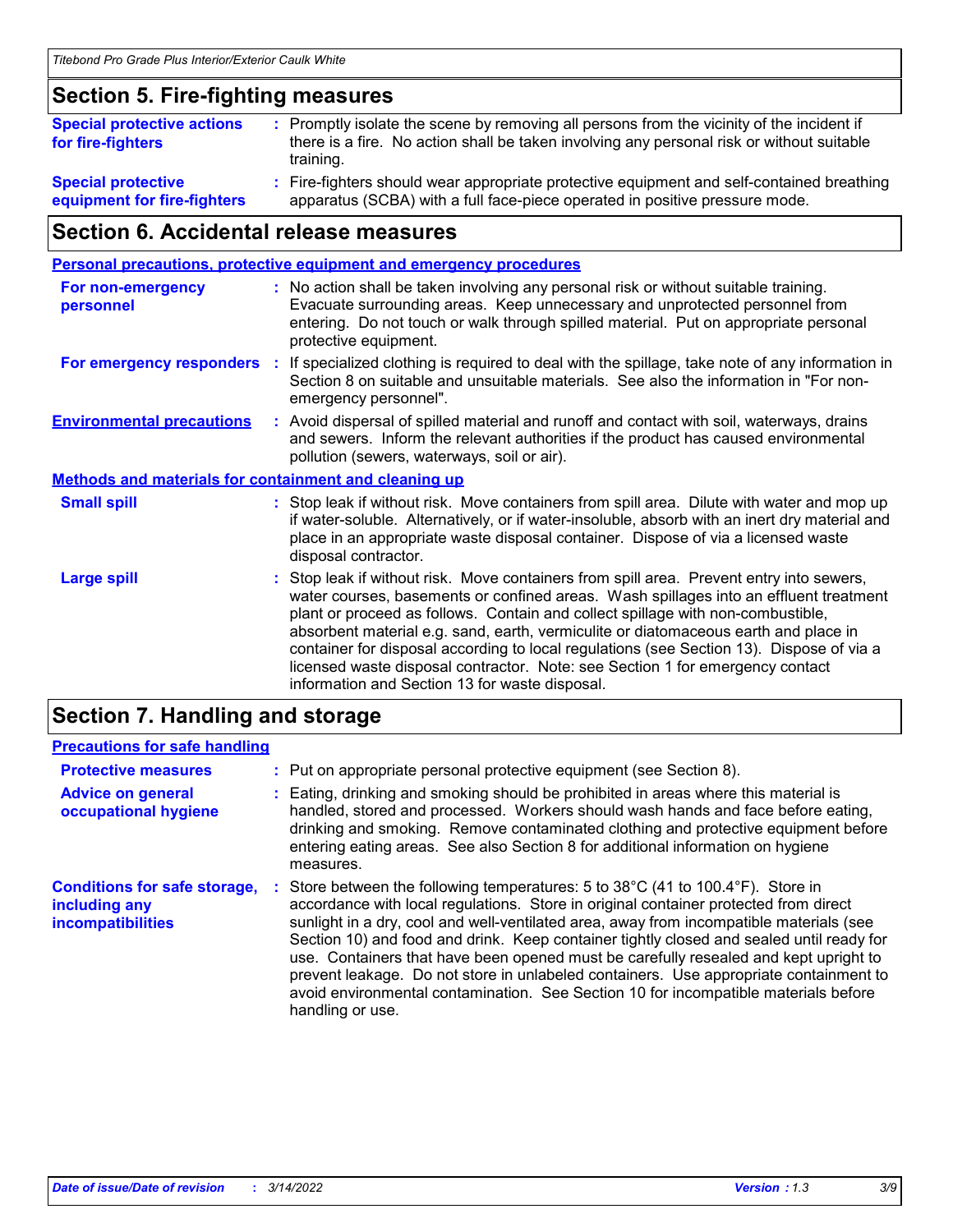## Section 5. Fire-fighting measures

**Special protective actions for fire-fighters** : Promptly isolate the scene by removing all persons from the vicinity of the incident if there is a fire. No action shall be taken involving any personal risk or without suitable training.

**Special protective equipment for fire-fighters** : Fire-fighters should wear appropriate protective equipment and self-contained breathing apparatus (SCBA) with a full face-piece operated in positive pressure mode.

## Section 6. Accidental release measures

### Personal precautions, protective equipment and emergency procedures

**For non-emergency personnel** : No action shall be taken involving any personal risk or without suitable training. Evacuate surrounding areas. Keep unnecessary and unprotected personnel from entering. Do not touch or walk through spilled material. Put on appropriate personal protective equipment.

**For emergency responders** : If specialized clothing is required to deal with the spillage, take note of any information in Section 8 on suitable and unsuitable materials. See also the information in "For non-emergency personnel".

**Environmental precautions** : Avoid dispersal of spilled material and runoff and contact with soil, waterways, drains and sewers. Inform the relevant authorities if the product has caused environmental pollution (sewers, waterways, soil or air).

### Methods and materials for containment and cleaning up

**Small spill** : Stop leak if without risk. Move containers from spill area. Dilute with water and mop up if water-soluble. Alternatively, or if water-insoluble, absorb with an inert dry material and place in an appropriate waste disposal container. Dispose of via a licensed waste disposal contractor.

**Large spill** : Stop leak if without risk. Move containers from spill area. Prevent entry into sewers, water courses, basements or confined areas. Wash spillages into an effluent treatment plant or proceed as follows. Contain and collect spillage with non-combustible, absorbent material e.g. sand, earth, vermiculite or diatomaceous earth and place in container for disposal according to local regulations (see Section 13). Dispose of via a licensed waste disposal contractor. Note: see Section 1 for emergency contact information and Section 13 for waste disposal.

## Section 7. Handling and storage

### Precautions for safe handling

**Protective measures** : Put on appropriate personal protective equipment (see Section 8).

**Advice on general occupational hygiene** : Eating, drinking and smoking should be prohibited in areas where this material is handled, stored and processed. Workers should wash hands and face before eating, drinking and smoking. Remove contaminated clothing and protective equipment before entering eating areas. See also Section 8 for additional information on hygiene measures.

**Conditions for safe storage, including any incompatibilities** : Store between the following temperatures: 5 to 38°C (41 to 100.4°F). Store in accordance with local regulations. Store in original container protected from direct sunlight in a dry, cool and well-ventilated area, away from incompatible materials (see Section 10) and food and drink. Keep container tightly closed and sealed until ready for use. Containers that have been opened must be carefully resealed and kept upright to prevent leakage. Do not store in unlabeled containers. Use appropriate containment to avoid environmental contamination. See Section 10 for incompatible materials before handling or use.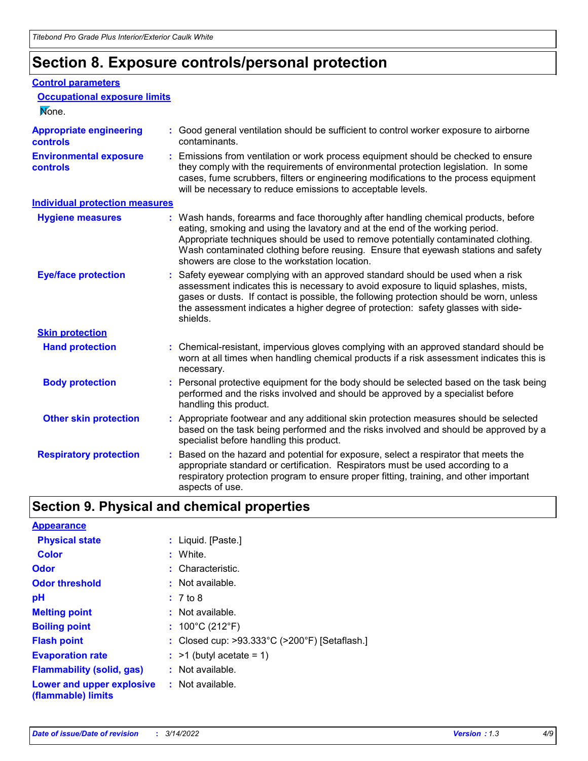## Section 8. Exposure controls/personal protection

### Control parameters

#### Occupational exposure limits

None.

**Appropriate engineering controls** : Good general ventilation should be sufficient to control worker exposure to airborne contaminants.

**Environmental exposure controls** : Emissions from ventilation or work process equipment should be checked to ensure they comply with the requirements of environmental protection legislation. In some cases, fume scrubbers, filters or engineering modifications to the process equipment will be necessary to reduce emissions to acceptable levels.

### Individual protection measures

**Hygiene measures** : Wash hands, forearms and face thoroughly after handling chemical products, before eating, smoking and using the lavatory and at the end of the working period. Appropriate techniques should be used to remove potentially contaminated clothing. Wash contaminated clothing before reusing. Ensure that eyewash stations and safety showers are close to the workstation location.

**Eye/face protection** : Safety eyewear complying with an approved standard should be used when a risk assessment indicates this is necessary to avoid exposure to liquid splashes, mists, gases or dusts. If contact is possible, the following protection should be worn, unless the assessment indicates a higher degree of protection: safety glasses with side-shields.

#### Skin protection

**Hand protection** : Chemical-resistant, impervious gloves complying with an approved standard should be worn at all times when handling chemical products if a risk assessment indicates this is necessary.

**Body protection** : Personal protective equipment for the body should be selected based on the task being performed and the risks involved and should be approved by a specialist before handling this product.

**Other skin protection** : Appropriate footwear and any additional skin protection measures should be selected based on the task being performed and the risks involved and should be approved by a specialist before handling this product.

**Respiratory protection** : Based on the hazard and potential for exposure, select a respirator that meets the appropriate standard or certification. Respirators must be used according to a respiratory protection program to ensure proper fitting, training, and other important aspects of use.

## Section 9. Physical and chemical properties

### Appearance

**Physical state** : Liquid. [Paste.]

**Color** : White.

**Odor** : Characteristic.

**Odor threshold** : Not available.

**pH** : 7 to 8

**Melting point** : Not available.

**Boiling point** : 100°C (212°F)

**Flash point** : Closed cup: >93.333°C (>200°F) [Setaflash.]

**Evaporation rate** : >1 (butyl acetate = 1)

**Flammability (solid, gas)** : Not available.

**Lower and upper explosive (flammable) limits** : Not available.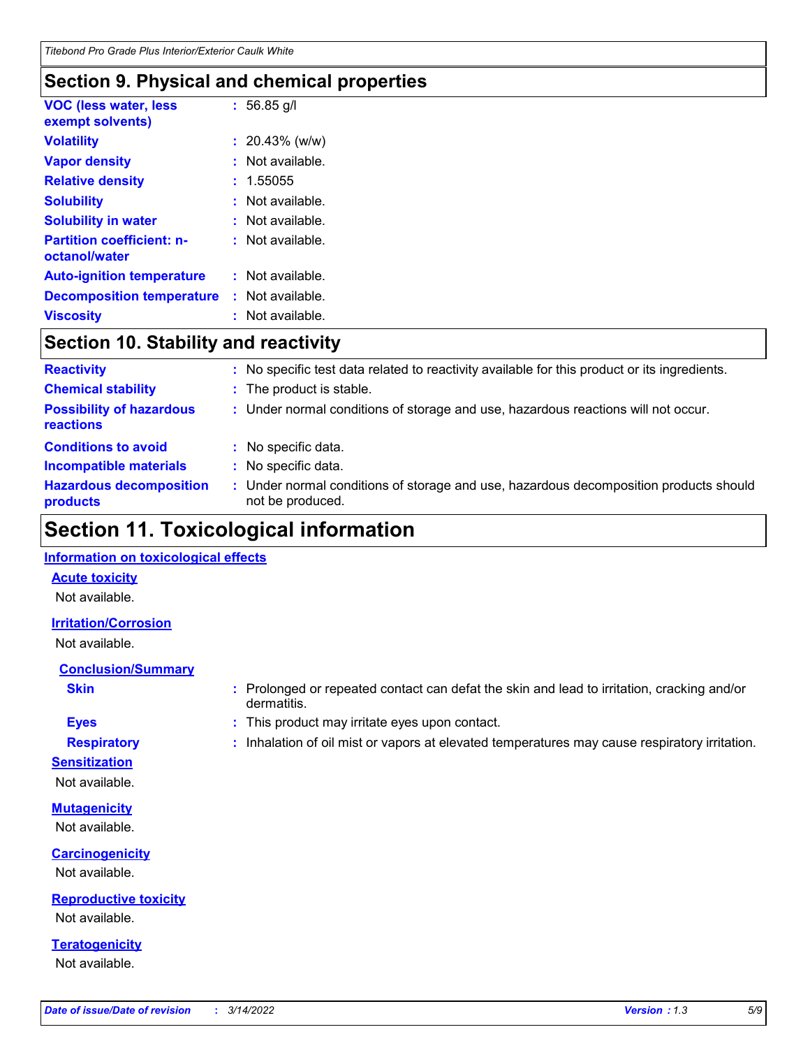## Section 9. Physical and chemical properties

| | |
|---|---|
| **VOC (less water, less exempt solvents)** | : 56.85 g/l |
| **Volatility** | : 20.43% (w/w) |
| **Vapor density** | : Not available. |
| **Relative density** | : 1.55055 |
| **Solubility** | : Not available. |
| **Solubility in water** | : Not available. |
| **Partition coefficient: n-octanol/water** | : Not available. |
| **Auto-ignition temperature** | : Not available. |
| **Decomposition temperature** | : Not available. |
| **Viscosity** | : Not available. |

## Section 10. Stability and reactivity

| | |
|---|---|
| **Reactivity** | : No specific test data related to reactivity available for this product or its ingredients. |
| **Chemical stability** | : The product is stable. |
| **Possibility of hazardous reactions** | : Under normal conditions of storage and use, hazardous reactions will not occur. |
| **Conditions to avoid** | : No specific data. |
| **Incompatible materials** | : No specific data. |
| **Hazardous decomposition products** | : Under normal conditions of storage and use, hazardous decomposition products should not be produced. |

## Section 11. Toxicological information

### Information on toxicological effects

#### Acute toxicity

Not available.

#### Irritation/Corrosion

Not available.

#### Conclusion/Summary

| | |
|---|---|
| **Skin** | : Prolonged or repeated contact can defat the skin and lead to irritation, cracking and/or dermatitis. |
| **Eyes** | : This product may irritate eyes upon contact. |
| **Respiratory** | : Inhalation of oil mist or vapors at elevated temperatures may cause respiratory irritation. |

#### Sensitization

Not available.

#### Mutagenicity

Not available.

#### Carcinogenicity

Not available.

#### Reproductive toxicity

Not available.

#### Teratogenicity

Not available.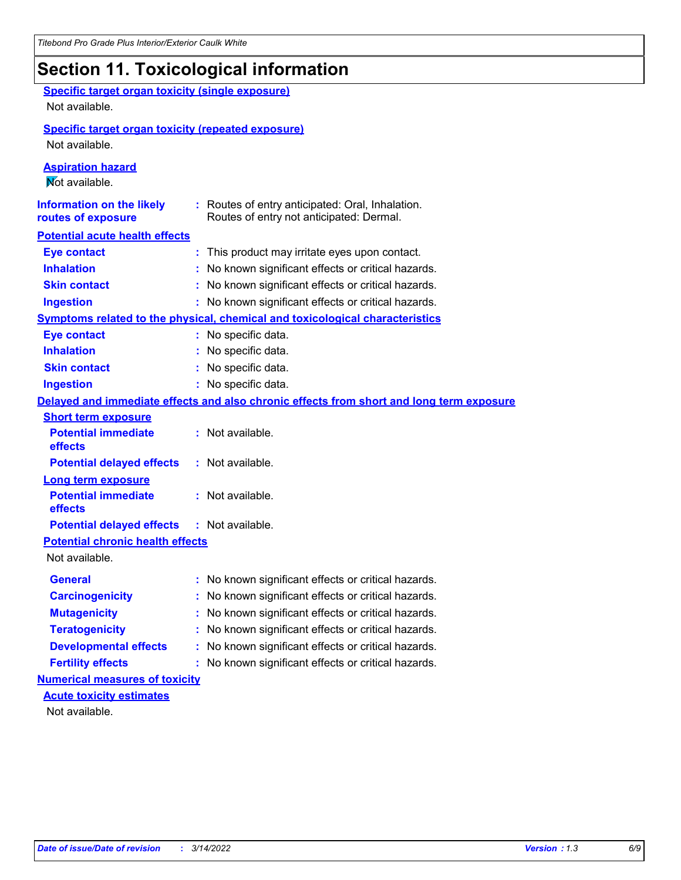## Section 11. Toxicological information

**Specific target organ toxicity (single exposure)**

Not available.

**Specific target organ toxicity (repeated exposure)**

Not available.

**Aspiration hazard**

Not available.

**Information on the likely routes of exposure** : Routes of entry anticipated: Oral, Inhalation. Routes of entry not anticipated: Dermal.

**Potential acute health effects**

| | |
|---|---|
| **Eye contact** | : This product may irritate eyes upon contact. |
| **Inhalation** | : No known significant effects or critical hazards. |
| **Skin contact** | : No known significant effects or critical hazards. |
| **Ingestion** | : No known significant effects or critical hazards. |

**Symptoms related to the physical, chemical and toxicological characteristics**

| | |
|---|---|
| **Eye contact** | : No specific data. |
| **Inhalation** | : No specific data. |
| **Skin contact** | : No specific data. |
| **Ingestion** | : No specific data. |

**Delayed and immediate effects and also chronic effects from short and long term exposure**

**Short term exposure**

| | |
|---|---|
| **Potential immediate effects** | : Not available. |
| **Potential delayed effects** | : Not available. |

**Long term exposure**

| | |
|---|---|
| **Potential immediate effects** | : Not available. |
| **Potential delayed effects** | : Not available. |

**Potential chronic health effects**

Not available.

| | |
|---|---|
| **General** | : No known significant effects or critical hazards. |
| **Carcinogenicity** | : No known significant effects or critical hazards. |
| **Mutagenicity** | : No known significant effects or critical hazards. |
| **Teratogenicity** | : No known significant effects or critical hazards. |
| **Developmental effects** | : No known significant effects or critical hazards. |
| **Fertility effects** | : No known significant effects or critical hazards. |

**Numerical measures of toxicity**

**Acute toxicity estimates**

Not available.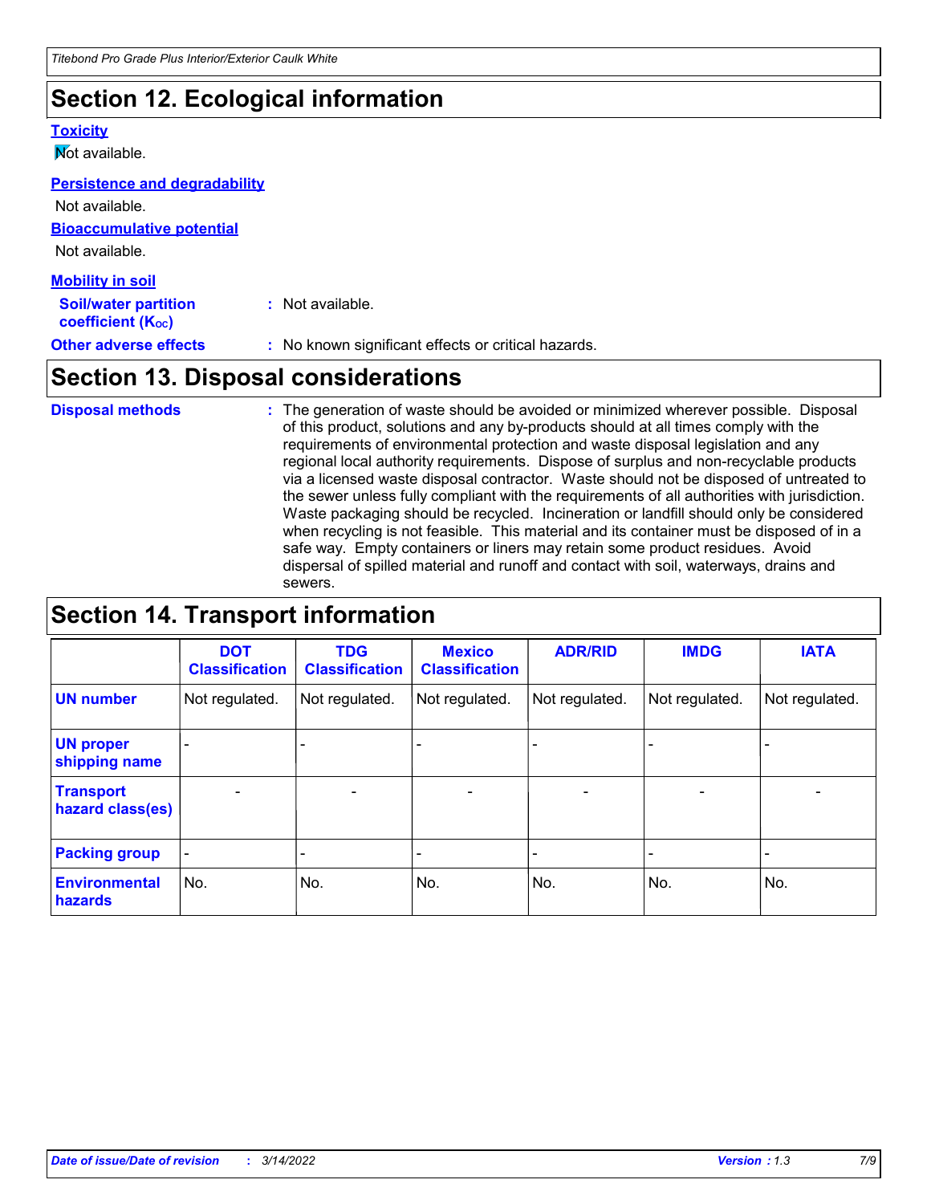## Section 12. Ecological information

**Toxicity**

Not available.

**Persistence and degradability**

Not available.

**Bioaccumulative potential**

Not available.

**Mobility in soil**

**Soil/water partition coefficient ($K_{OC}$)** : Not available.

**Other adverse effects** : No known significant effects or critical hazards.

## Section 13. Disposal considerations

**Disposal methods** : The generation of waste should be avoided or minimized wherever possible. Disposal of this product, solutions and any by-products should at all times comply with the requirements of environmental protection and waste disposal legislation and any regional local authority requirements. Dispose of surplus and non-recyclable products via a licensed waste disposal contractor. Waste should not be disposed of untreated to the sewer unless fully compliant with the requirements of all authorities with jurisdiction. Waste packaging should be recycled. Incineration or landfill should only be considered when recycling is not feasible. This material and its container must be disposed of in a safe way. Empty containers or liners may retain some product residues. Avoid dispersal of spilled material and runoff and contact with soil, waterways, drains and sewers.

## Section 14. Transport information

| | DOT Classification | TDG Classification | Mexico Classification | ADR/RID | IMDG | IATA |
|---|---|---|---|---|---|---|
| UN number | Not regulated. | Not regulated. | Not regulated. | Not regulated. | Not regulated. | Not regulated. |
| UN proper shipping name | - | - | - | - | - | - |
| Transport hazard class(es) | - | - | - | - | - | - |
| Packing group | - | - | - | - | - | - |
| Environmental hazards | No. | No. | No. | No. | No. | No. |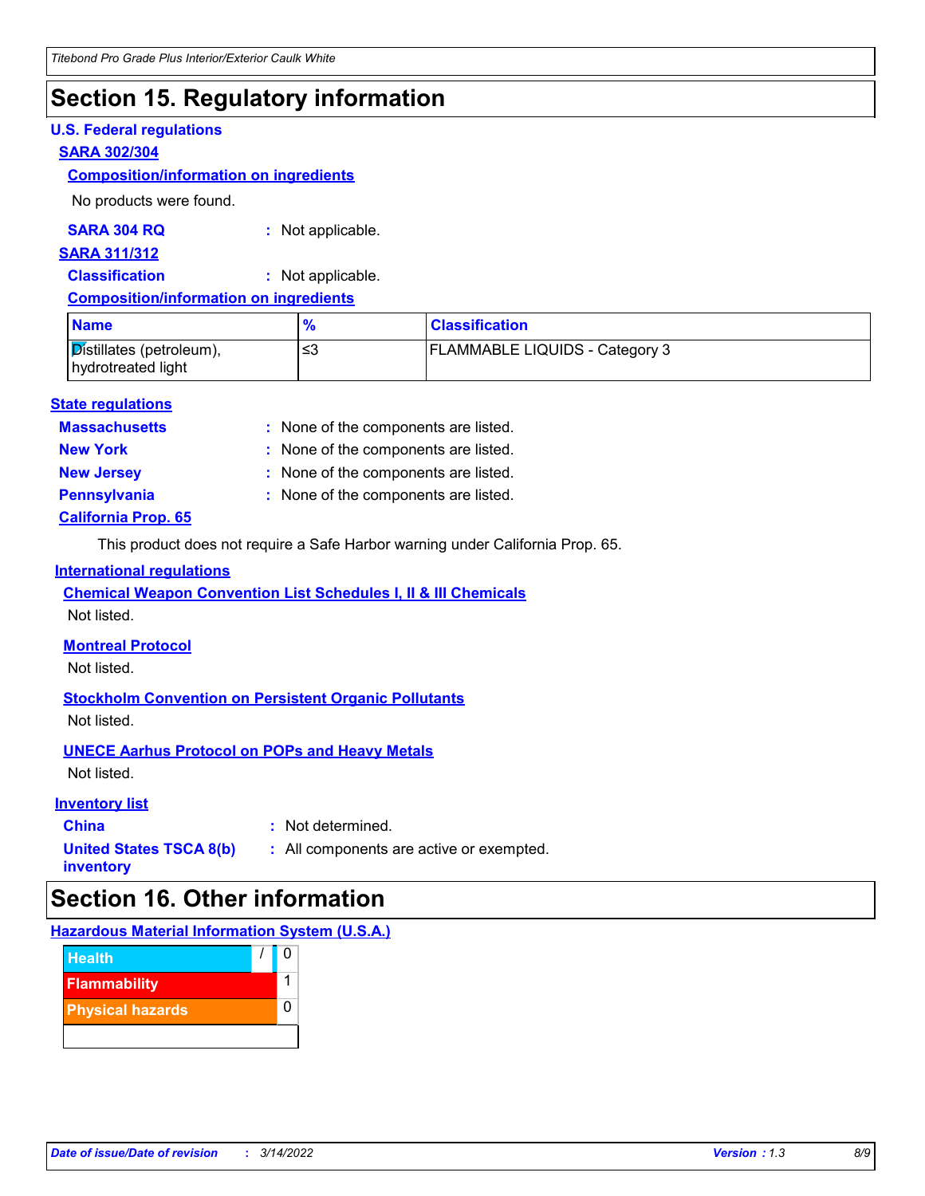# Section 15. Regulatory information

**U.S. Federal regulations**

**SARA 302/304**

**Composition/information on ingredients**

No products were found.

**SARA 304 RQ** : Not applicable.

**SARA 311/312**

**Classification** : Not applicable.

**Composition/information on ingredients**

| Name | % | Classification |
|---|---|---|
| Distillates (petroleum), hydrotreated light | ≤3 | FLAMMABLE LIQUIDS - Category 3 |

**State regulations**

**Massachusetts** : None of the components are listed.

**New York** : None of the components are listed.

**New Jersey** : None of the components are listed.

**Pennsylvania** : None of the components are listed.

**California Prop. 65**

This product does not require a Safe Harbor warning under California Prop. 65.

**International regulations**

**Chemical Weapon Convention List Schedules I, II & III Chemicals**

Not listed.

**Montreal Protocol**

Not listed.

**Stockholm Convention on Persistent Organic Pollutants**

Not listed.

**UNECE Aarhus Protocol on POPs and Heavy Metals**

Not listed.

**Inventory list**

**China** : Not determined.

**United States TSCA 8(b) inventory** : All components are active or exempted.

# Section 16. Other information

**Hazardous Material Information System (U.S.A.)**

| Health | / | 0 |
|---|---|---|
| Flammability | | 1 |
| Physical hazards | | 0 |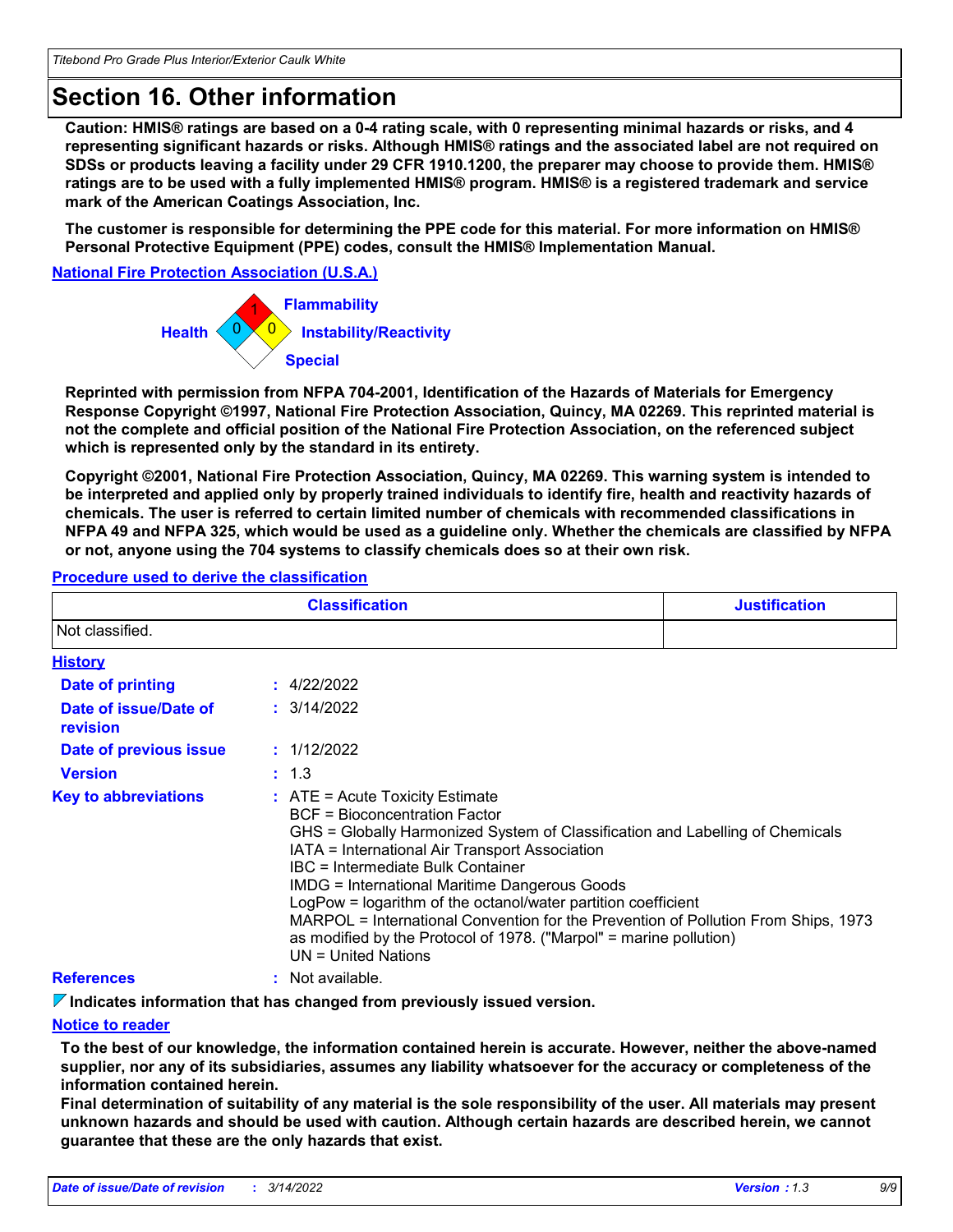# Section 16. Other information

**Caution: HMIS® ratings are based on a 0-4 rating scale, with 0 representing minimal hazards or risks, and 4 representing significant hazards or risks. Although HMIS® ratings and the associated label are not required on SDSs or products leaving a facility under 29 CFR 1910.1200, the preparer may choose to provide them. HMIS® ratings are to be used with a fully implemented HMIS® program. HMIS® is a registered trademark and service mark of the American Coatings Association, Inc.**

**The customer is responsible for determining the PPE code for this material. For more information on HMIS® Personal Protective Equipment (PPE) codes, consult the HMIS® Implementation Manual.**

**National Fire Protection Association (U.S.A.)**

Flammability: 1
Health: 0
Instability/Reactivity: 0
Special

**Reprinted with permission from NFPA 704-2001, Identification of the Hazards of Materials for Emergency Response Copyright ©1997, National Fire Protection Association, Quincy, MA 02269. This reprinted material is not the complete and official position of the National Fire Protection Association, on the referenced subject which is represented only by the standard in its entirety.**

**Copyright ©2001, National Fire Protection Association, Quincy, MA 02269. This warning system is intended to be interpreted and applied only by properly trained individuals to identify fire, health and reactivity hazards of chemicals. The user is referred to certain limited number of chemicals with recommended classifications in NFPA 49 and NFPA 325, which would be used as a guideline only. Whether the chemicals are classified by NFPA or not, anyone using the 704 systems to classify chemicals does so at their own risk.**

**Procedure used to derive the classification**

| Classification | Justification |
|---|---|
| Not classified. | |

**History**

**Date of printing** : 4/22/2022

**Date of issue/Date of revision** : 3/14/2022

**Date of previous issue** : 1/12/2022

**Version** : 1.3

**Key to abbreviations** : ATE = Acute Toxicity Estimate
BCF = Bioconcentration Factor
GHS = Globally Harmonized System of Classification and Labelling of Chemicals
IATA = International Air Transport Association
IBC = Intermediate Bulk Container
IMDG = International Maritime Dangerous Goods
LogPow = logarithm of the octanol/water partition coefficient
MARPOL = International Convention for the Prevention of Pollution From Ships, 1973 as modified by the Protocol of 1978. ("Marpol" = marine pollution)
UN = United Nations

**References** : Not available.

**Indicates information that has changed from previously issued version.**

**Notice to reader**

**To the best of our knowledge, the information contained herein is accurate. However, neither the above-named supplier, nor any of its subsidiaries, assumes any liability whatsoever for the accuracy or completeness of the information contained herein.**
**Final determination of suitability of any material is the sole responsibility of the user. All materials may present unknown hazards and should be used with caution. Although certain hazards are described herein, we cannot guarantee that these are the only hazards that exist.**